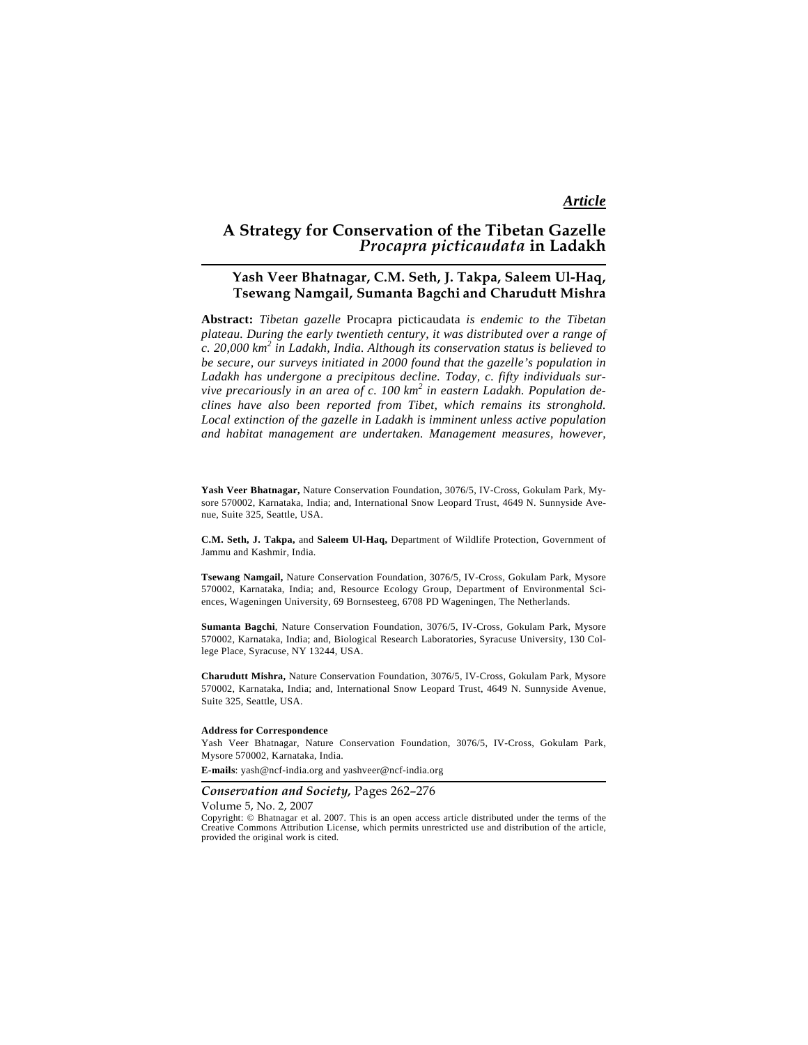***Article***

# A Strategy for Conservation of the Tibetan Gazelle *Procapra picticaudata* in Ladakh

**Yash Veer Bhatnagar, C.M. Seth, J. Takpa, Saleem Ul-Haq, Tsewang Namgail, Sumanta Bagchi and Charudutt Mishra**

**Abstract:** *Tibetan gazelle* Procapra picticaudata *is endemic to the Tibetan plateau. During the early twentieth century, it was distributed over a range of c. 20,000 km$^2$ in Ladakh, India. Although its conservation status is believed to be secure, our surveys initiated in 2000 found that the gazelle's population in Ladakh has undergone a precipitous decline. Today, c. fifty individuals survive precariously in an area of c. 100 km$^2$ in eastern Ladakh. Population declines have also been reported from Tibet, which remains its stronghold. Local extinction of the gazelle in Ladakh is imminent unless active population and habitat management are undertaken. Management measures, however,*

**Yash Veer Bhatnagar,** Nature Conservation Foundation, 3076/5, IV-Cross, Gokulam Park, Mysore 570002, Karnataka, India; and, International Snow Leopard Trust, 4649 N. Sunnyside Avenue, Suite 325, Seattle, USA.

**C.M. Seth, J. Takpa,** and **Saleem Ul-Haq,** Department of Wildlife Protection, Government of Jammu and Kashmir, India.

**Tsewang Namgail,** Nature Conservation Foundation, 3076/5, IV-Cross, Gokulam Park, Mysore 570002, Karnataka, India; and, Resource Ecology Group, Department of Environmental Sciences, Wageningen University, 69 Bornsesteeg, 6708 PD Wageningen, The Netherlands.

**Sumanta Bagchi**, Nature Conservation Foundation, 3076/5, IV-Cross, Gokulam Park, Mysore 570002, Karnataka, India; and, Biological Research Laboratories, Syracuse University, 130 College Place, Syracuse, NY 13244, USA.

**Charudutt Mishra,** Nature Conservation Foundation, 3076/5, IV-Cross, Gokulam Park, Mysore 570002, Karnataka, India; and, International Snow Leopard Trust, 4649 N. Sunnyside Avenue, Suite 325, Seattle, USA.

**Address for Correspondence**

Yash Veer Bhatnagar, Nature Conservation Foundation, 3076/5, IV-Cross, Gokulam Park, Mysore 570002, Karnataka, India.

**E-mails**: yash@ncf-india.org and yashveer@ncf-india.org

*Conservation and Society,* Pages 262–276

Volume 5, No. 2, 2007

Copyright: © Bhatnagar et al. 2007. This is an open access article distributed under the terms of the Creative Commons Attribution License, which permits unrestricted use and distribution of the article, provided the original work is cited.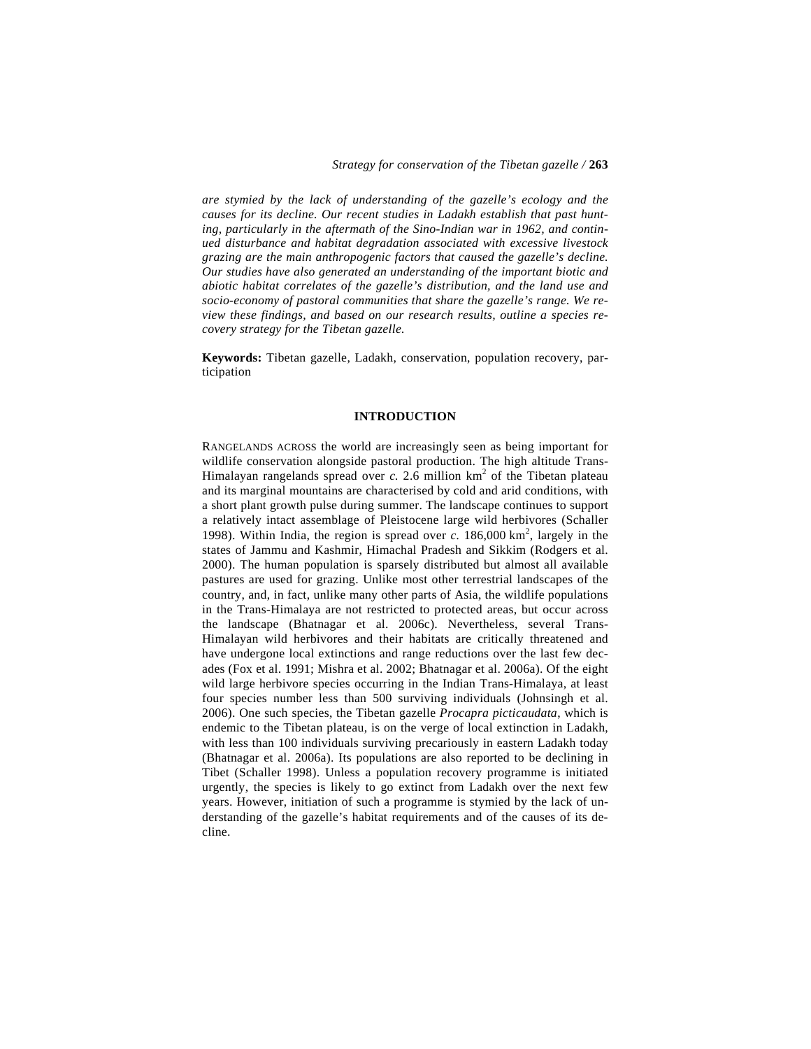*are stymied by the lack of understanding of the gazelle's ecology and the causes for its decline. Our recent studies in Ladakh establish that past hunting, particularly in the aftermath of the Sino-Indian war in 1962, and continued disturbance and habitat degradation associated with excessive livestock grazing are the main anthropogenic factors that caused the gazelle's decline. Our studies have also generated an understanding of the important biotic and abiotic habitat correlates of the gazelle's distribution, and the land use and socio-economy of pastoral communities that share the gazelle's range. We review these findings, and based on our research results, outline a species recovery strategy for the Tibetan gazelle.*

**Keywords:** Tibetan gazelle, Ladakh, conservation, population recovery, participation

## INTRODUCTION

RANGELANDS ACROSS the world are increasingly seen as being important for wildlife conservation alongside pastoral production. The high altitude Trans-Himalayan rangelands spread over *c.* 2.6 million km$^2$ of the Tibetan plateau and its marginal mountains are characterised by cold and arid conditions, with a short plant growth pulse during summer. The landscape continues to support a relatively intact assemblage of Pleistocene large wild herbivores (Schaller 1998). Within India, the region is spread over *c.* 186,000 km$^2$, largely in the states of Jammu and Kashmir, Himachal Pradesh and Sikkim (Rodgers et al. 2000). The human population is sparsely distributed but almost all available pastures are used for grazing. Unlike most other terrestrial landscapes of the country, and, in fact, unlike many other parts of Asia, the wildlife populations in the Trans-Himalaya are not restricted to protected areas, but occur across the landscape (Bhatnagar et al. 2006c). Nevertheless, several Trans-Himalayan wild herbivores and their habitats are critically threatened and have undergone local extinctions and range reductions over the last few decades (Fox et al. 1991; Mishra et al. 2002; Bhatnagar et al. 2006a). Of the eight wild large herbivore species occurring in the Indian Trans-Himalaya, at least four species number less than 500 surviving individuals (Johnsingh et al. 2006). One such species, the Tibetan gazelle *Procapra picticaudata*, which is endemic to the Tibetan plateau, is on the verge of local extinction in Ladakh, with less than 100 individuals surviving precariously in eastern Ladakh today (Bhatnagar et al. 2006a). Its populations are also reported to be declining in Tibet (Schaller 1998). Unless a population recovery programme is initiated urgently, the species is likely to go extinct from Ladakh over the next few years. However, initiation of such a programme is stymied by the lack of understanding of the gazelle's habitat requirements and of the causes of its decline.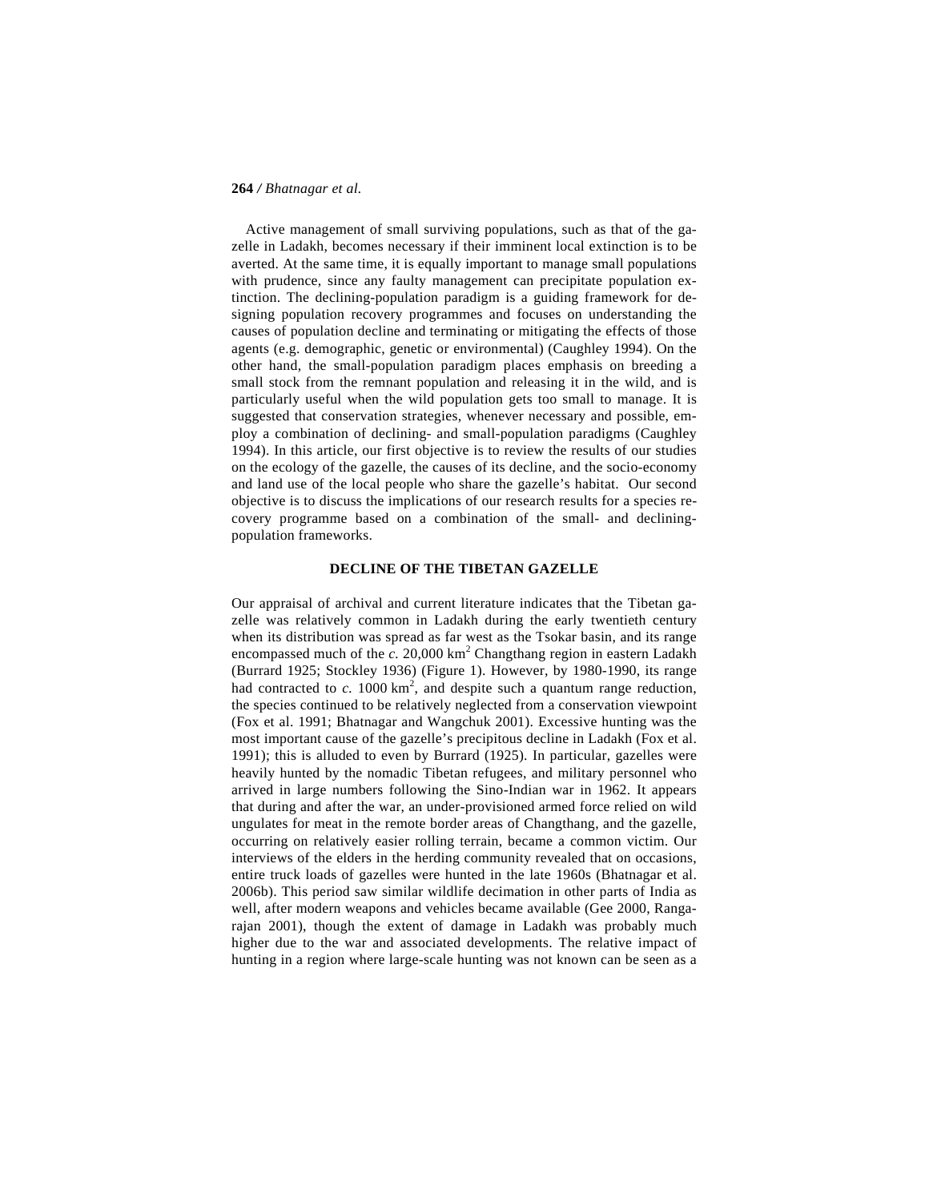Active management of small surviving populations, such as that of the gazelle in Ladakh, becomes necessary if their imminent local extinction is to be averted. At the same time, it is equally important to manage small populations with prudence, since any faulty management can precipitate population extinction. The declining-population paradigm is a guiding framework for designing population recovery programmes and focuses on understanding the causes of population decline and terminating or mitigating the effects of those agents (e.g. demographic, genetic or environmental) (Caughley 1994). On the other hand, the small-population paradigm places emphasis on breeding a small stock from the remnant population and releasing it in the wild, and is particularly useful when the wild population gets too small to manage. It is suggested that conservation strategies, whenever necessary and possible, employ a combination of declining- and small-population paradigms (Caughley 1994). In this article, our first objective is to review the results of our studies on the ecology of the gazelle, the causes of its decline, and the socio-economy and land use of the local people who share the gazelle's habitat. Our second objective is to discuss the implications of our research results for a species recovery programme based on a combination of the small- and declining-population frameworks.

## DECLINE OF THE TIBETAN GAZELLE

Our appraisal of archival and current literature indicates that the Tibetan gazelle was relatively common in Ladakh during the early twentieth century when its distribution was spread as far west as the Tsokar basin, and its range encompassed much of the *c.* 20,000 $km^2$ Changthang region in eastern Ladakh (Burrard 1925; Stockley 1936) (Figure 1). However, by 1980-1990, its range had contracted to *c.* 1000 $km^2$, and despite such a quantum range reduction, the species continued to be relatively neglected from a conservation viewpoint (Fox et al. 1991; Bhatnagar and Wangchuk 2001). Excessive hunting was the most important cause of the gazelle's precipitous decline in Ladakh (Fox et al. 1991); this is alluded to even by Burrard (1925). In particular, gazelles were heavily hunted by the nomadic Tibetan refugees, and military personnel who arrived in large numbers following the Sino-Indian war in 1962. It appears that during and after the war, an under-provisioned armed force relied on wild ungulates for meat in the remote border areas of Changthang, and the gazelle, occurring on relatively easier rolling terrain, became a common victim. Our interviews of the elders in the herding community revealed that on occasions, entire truck loads of gazelles were hunted in the late 1960s (Bhatnagar et al. 2006b). This period saw similar wildlife decimation in other parts of India as well, after modern weapons and vehicles became available (Gee 2000, Rangarajan 2001), though the extent of damage in Ladakh was probably much higher due to the war and associated developments. The relative impact of hunting in a region where large-scale hunting was not known can be seen as a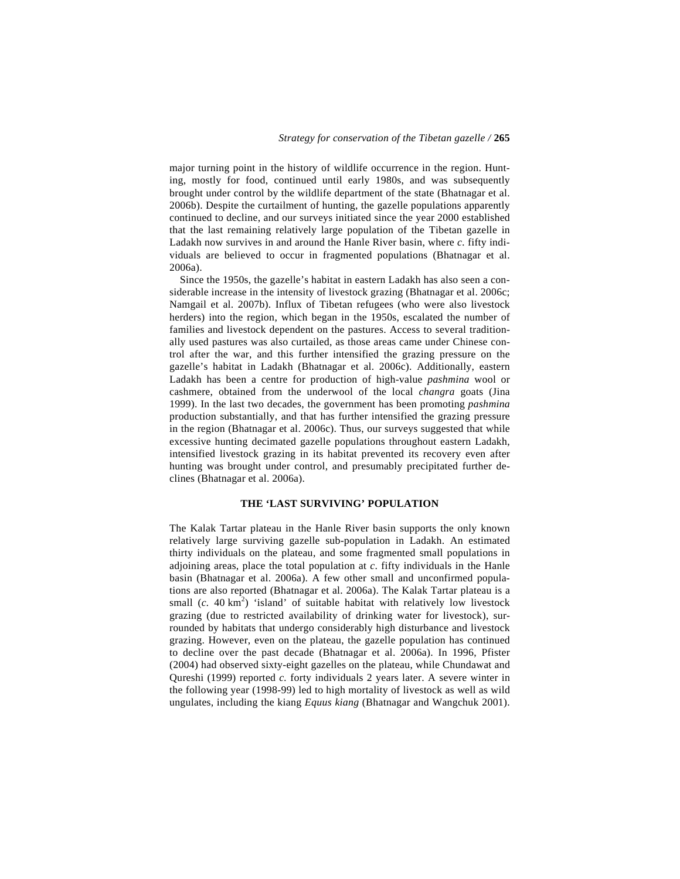major turning point in the history of wildlife occurrence in the region. Hunting, mostly for food, continued until early 1980s, and was subsequently brought under control by the wildlife department of the state (Bhatnagar et al. 2006b). Despite the curtailment of hunting, the gazelle populations apparently continued to decline, and our surveys initiated since the year 2000 established that the last remaining relatively large population of the Tibetan gazelle in Ladakh now survives in and around the Hanle River basin, where *c.* fifty individuals are believed to occur in fragmented populations (Bhatnagar et al. 2006a).

Since the 1950s, the gazelle's habitat in eastern Ladakh has also seen a considerable increase in the intensity of livestock grazing (Bhatnagar et al. 2006c; Namgail et al. 2007b). Influx of Tibetan refugees (who were also livestock herders) into the region, which began in the 1950s, escalated the number of families and livestock dependent on the pastures. Access to several traditionally used pastures was also curtailed, as those areas came under Chinese control after the war, and this further intensified the grazing pressure on the gazelle's habitat in Ladakh (Bhatnagar et al. 2006c). Additionally, eastern Ladakh has been a centre for production of high-value *pashmina* wool or cashmere, obtained from the underwool of the local *changra* goats (Jina 1999). In the last two decades, the government has been promoting *pashmina* production substantially, and that has further intensified the grazing pressure in the region (Bhatnagar et al. 2006c). Thus, our surveys suggested that while excessive hunting decimated gazelle populations throughout eastern Ladakh, intensified livestock grazing in its habitat prevented its recovery even after hunting was brought under control, and presumably precipitated further declines (Bhatnagar et al. 2006a).

## THE 'LAST SURVIVING' POPULATION

The Kalak Tartar plateau in the Hanle River basin supports the only known relatively large surviving gazelle sub-population in Ladakh. An estimated thirty individuals on the plateau, and some fragmented small populations in adjoining areas, place the total population at *c*. fifty individuals in the Hanle basin (Bhatnagar et al. 2006a). A few other small and unconfirmed populations are also reported (Bhatnagar et al. 2006a). The Kalak Tartar plateau is a small (*c.* 40 $km^2$) 'island' of suitable habitat with relatively low livestock grazing (due to restricted availability of drinking water for livestock), surrounded by habitats that undergo considerably high disturbance and livestock grazing. However, even on the plateau, the gazelle population has continued to decline over the past decade (Bhatnagar et al. 2006a). In 1996, Pfister (2004) had observed sixty-eight gazelles on the plateau, while Chundawat and Qureshi (1999) reported *c.* forty individuals 2 years later. A severe winter in the following year (1998-99) led to high mortality of livestock as well as wild ungulates, including the kiang *Equus kiang* (Bhatnagar and Wangchuk 2001).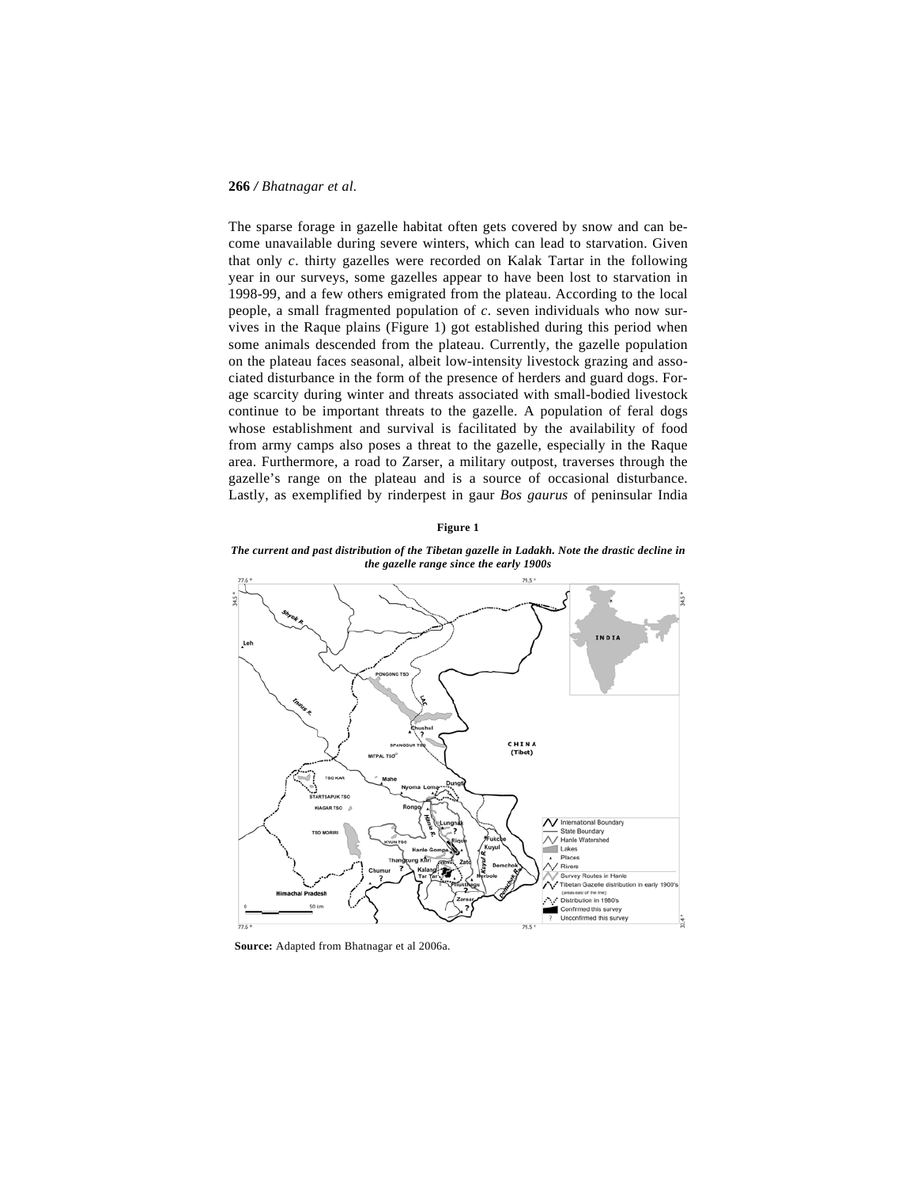The sparse forage in gazelle habitat often gets covered by snow and can become unavailable during severe winters, which can lead to starvation. Given that only *c*. thirty gazelles were recorded on Kalak Tartar in the following year in our surveys, some gazelles appear to have been lost to starvation in 1998-99, and a few others emigrated from the plateau. According to the local people, a small fragmented population of *c*. seven individuals who now survives in the Raque plains (Figure 1) got established during this period when some animals descended from the plateau. Currently, the gazelle population on the plateau faces seasonal, albeit low-intensity livestock grazing and associated disturbance in the form of the presence of herders and guard dogs. Forage scarcity during winter and threats associated with small-bodied livestock continue to be important threats to the gazelle. A population of feral dogs whose establishment and survival is facilitated by the availability of food from army camps also poses a threat to the gazelle, especially in the Raque area. Furthermore, a road to Zarser, a military outpost, traverses through the gazelle's range on the plateau and is a source of occasional disturbance. Lastly, as exemplified by rinderpest in gaur *Bos gaurus* of peninsular India

**Figure 1**

***The current and past distribution of the Tibetan gazelle in Ladakh. Note the drastic decline in the gazelle range since the early 1900s***

**Source:** Adapted from Bhatnagar et al 2006a.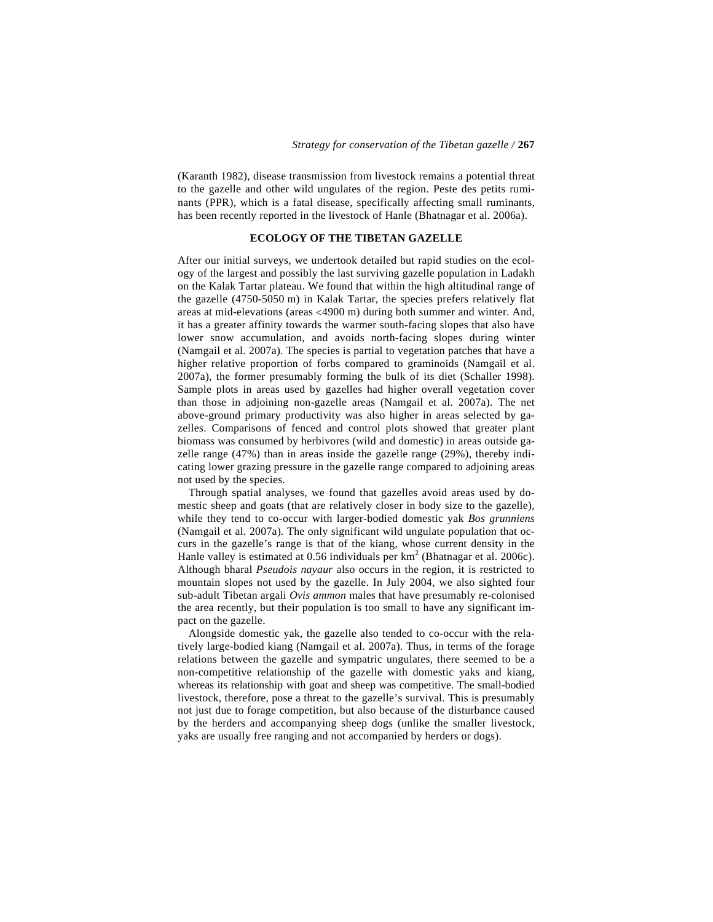(Karanth 1982), disease transmission from livestock remains a potential threat to the gazelle and other wild ungulates of the region. Peste des petits ruminants (PPR), which is a fatal disease, specifically affecting small ruminants, has been recently reported in the livestock of Hanle (Bhatnagar et al. 2006a).

## ECOLOGY OF THE TIBETAN GAZELLE

After our initial surveys, we undertook detailed but rapid studies on the ecology of the largest and possibly the last surviving gazelle population in Ladakh on the Kalak Tartar plateau. We found that within the high altitudinal range of the gazelle (4750-5050 m) in Kalak Tartar, the species prefers relatively flat areas at mid-elevations (areas <4900 m) during both summer and winter. And, it has a greater affinity towards the warmer south-facing slopes that also have lower snow accumulation, and avoids north-facing slopes during winter (Namgail et al. 2007a). The species is partial to vegetation patches that have a higher relative proportion of forbs compared to graminoids (Namgail et al. 2007a), the former presumably forming the bulk of its diet (Schaller 1998). Sample plots in areas used by gazelles had higher overall vegetation cover than those in adjoining non-gazelle areas (Namgail et al. 2007a). The net above-ground primary productivity was also higher in areas selected by gazelles. Comparisons of fenced and control plots showed that greater plant biomass was consumed by herbivores (wild and domestic) in areas outside gazelle range (47%) than in areas inside the gazelle range (29%), thereby indicating lower grazing pressure in the gazelle range compared to adjoining areas not used by the species.

Through spatial analyses, we found that gazelles avoid areas used by domestic sheep and goats (that are relatively closer in body size to the gazelle), while they tend to co-occur with larger-bodied domestic yak *Bos grunniens* (Namgail et al. 2007a). The only significant wild ungulate population that occurs in the gazelle's range is that of the kiang, whose current density in the Hanle valley is estimated at 0.56 individuals per $km^2$ (Bhatnagar et al. 2006c). Although bharal *Pseudois nayaur* also occurs in the region, it is restricted to mountain slopes not used by the gazelle. In July 2004, we also sighted four sub-adult Tibetan argali *Ovis ammon* males that have presumably re-colonised the area recently, but their population is too small to have any significant impact on the gazelle.

Alongside domestic yak, the gazelle also tended to co-occur with the relatively large-bodied kiang (Namgail et al. 2007a). Thus, in terms of the forage relations between the gazelle and sympatric ungulates, there seemed to be a non-competitive relationship of the gazelle with domestic yaks and kiang, whereas its relationship with goat and sheep was competitive. The small-bodied livestock, therefore, pose a threat to the gazelle's survival. This is presumably not just due to forage competition, but also because of the disturbance caused by the herders and accompanying sheep dogs (unlike the smaller livestock, yaks are usually free ranging and not accompanied by herders or dogs).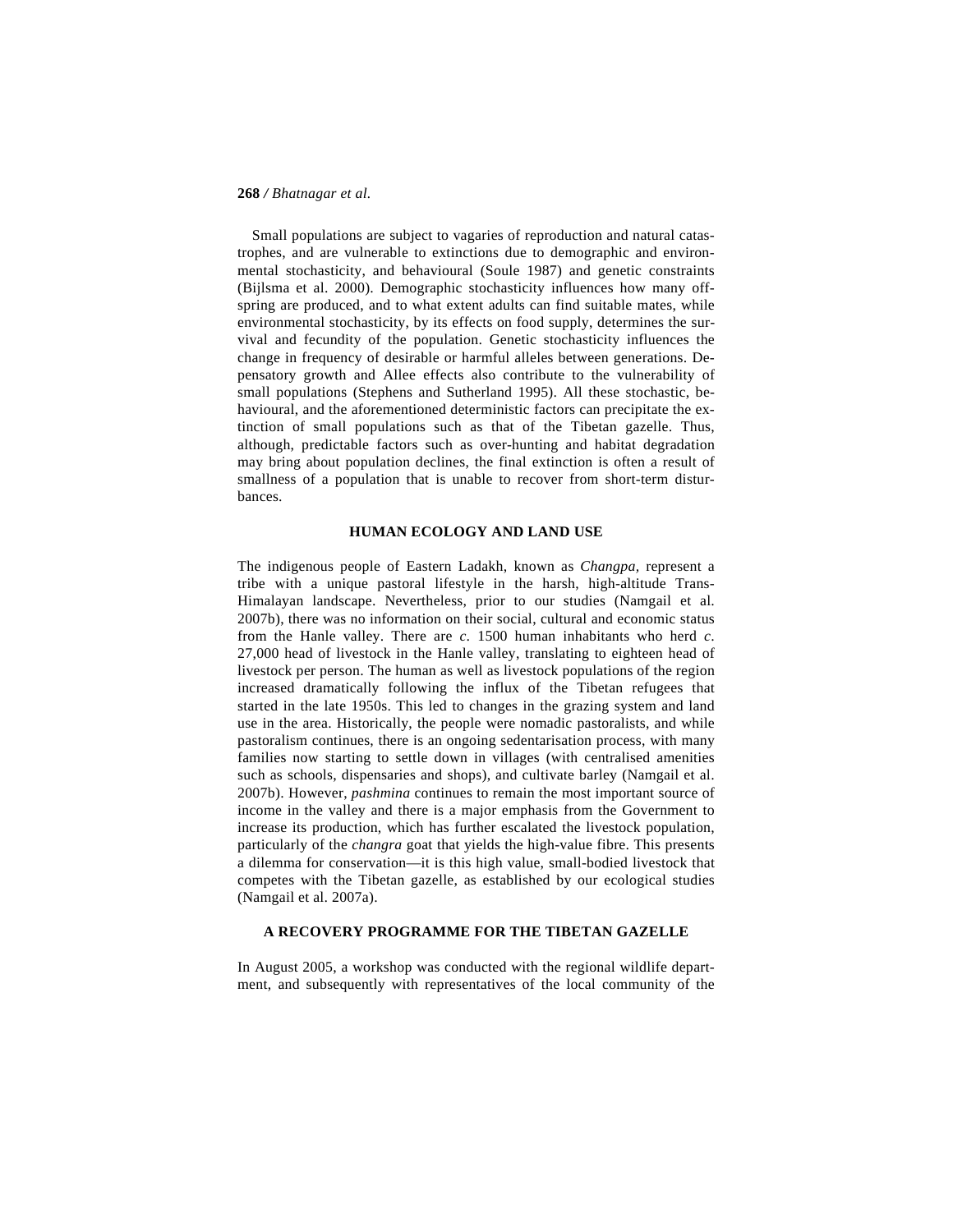Small populations are subject to vagaries of reproduction and natural catastrophes, and are vulnerable to extinctions due to demographic and environmental stochasticity, and behavioural (Soule 1987) and genetic constraints (Bijlsma et al. 2000). Demographic stochasticity influences how many offspring are produced, and to what extent adults can find suitable mates, while environmental stochasticity, by its effects on food supply, determines the survival and fecundity of the population. Genetic stochasticity influences the change in frequency of desirable or harmful alleles between generations. Depensatory growth and Allee effects also contribute to the vulnerability of small populations (Stephens and Sutherland 1995). All these stochastic, behavioural, and the aforementioned deterministic factors can precipitate the extinction of small populations such as that of the Tibetan gazelle. Thus, although, predictable factors such as over-hunting and habitat degradation may bring about population declines, the final extinction is often a result of smallness of a population that is unable to recover from short-term disturbances.

## HUMAN ECOLOGY AND LAND USE

The indigenous people of Eastern Ladakh, known as *Changpa*, represent a tribe with a unique pastoral lifestyle in the harsh, high-altitude Trans-Himalayan landscape. Nevertheless, prior to our studies (Namgail et al. 2007b), there was no information on their social, cultural and economic status from the Hanle valley. There are *c*. 1500 human inhabitants who herd *c*. 27,000 head of livestock in the Hanle valley, translating to eighteen head of livestock per person. The human as well as livestock populations of the region increased dramatically following the influx of the Tibetan refugees that started in the late 1950s. This led to changes in the grazing system and land use in the area. Historically, the people were nomadic pastoralists, and while pastoralism continues, there is an ongoing sedentarisation process, with many families now starting to settle down in villages (with centralised amenities such as schools, dispensaries and shops), and cultivate barley (Namgail et al. 2007b). However, *pashmina* continues to remain the most important source of income in the valley and there is a major emphasis from the Government to increase its production, which has further escalated the livestock population, particularly of the *changra* goat that yields the high-value fibre. This presents a dilemma for conservation—it is this high value, small-bodied livestock that competes with the Tibetan gazelle, as established by our ecological studies (Namgail et al. 2007a).

## A RECOVERY PROGRAMME FOR THE TIBETAN GAZELLE

In August 2005, a workshop was conducted with the regional wildlife department, and subsequently with representatives of the local community of the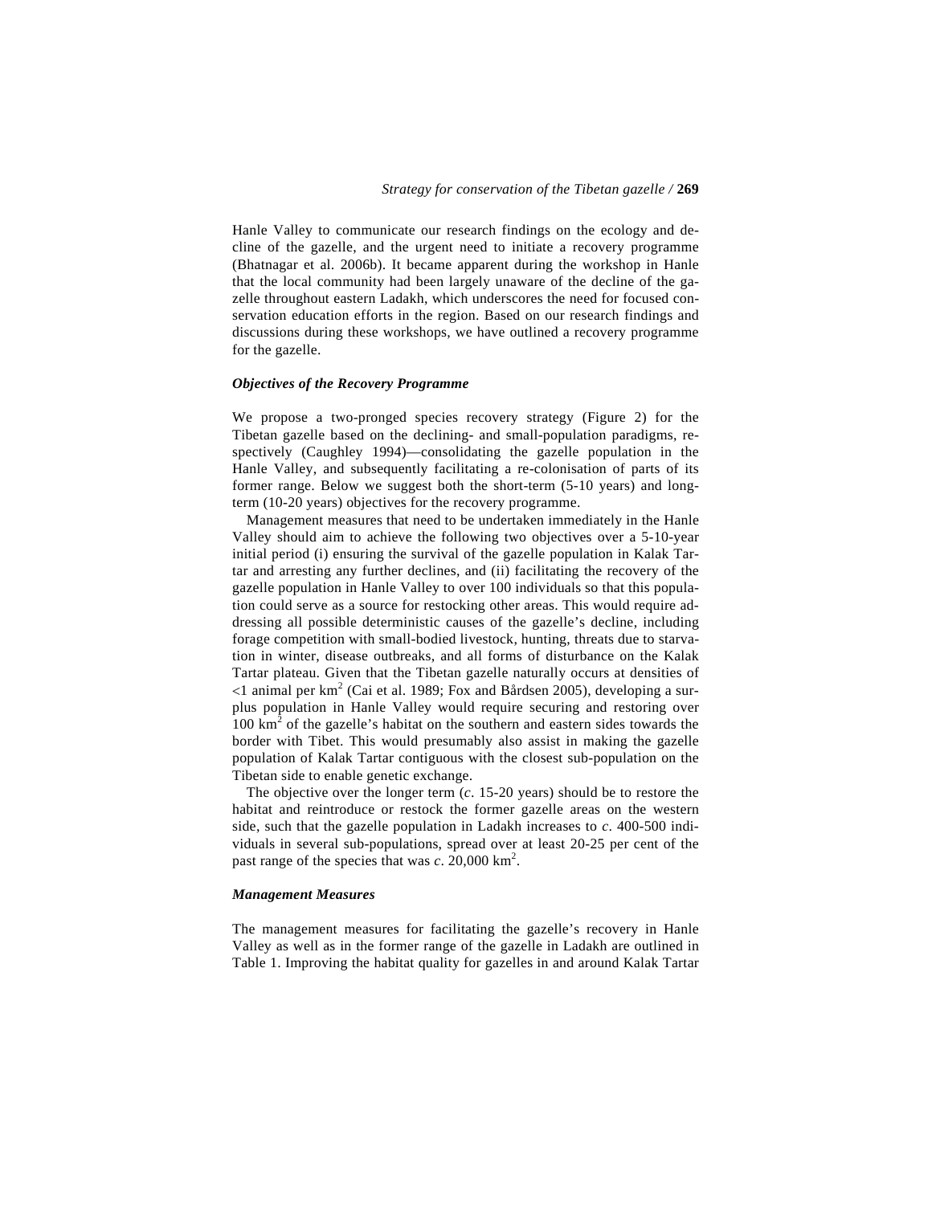Hanle Valley to communicate our research findings on the ecology and decline of the gazelle, and the urgent need to initiate a recovery programme (Bhatnagar et al. 2006b). It became apparent during the workshop in Hanle that the local community had been largely unaware of the decline of the gazelle throughout eastern Ladakh, which underscores the need for focused conservation education efforts in the region. Based on our research findings and discussions during these workshops, we have outlined a recovery programme for the gazelle.

### *Objectives of the Recovery Programme*

We propose a two-pronged species recovery strategy (Figure 2) for the Tibetan gazelle based on the declining- and small-population paradigms, respectively (Caughley 1994)—consolidating the gazelle population in the Hanle Valley, and subsequently facilitating a re-colonisation of parts of its former range. Below we suggest both the short-term (5-10 years) and long-term (10-20 years) objectives for the recovery programme.

Management measures that need to be undertaken immediately in the Hanle Valley should aim to achieve the following two objectives over a 5-10-year initial period (i) ensuring the survival of the gazelle population in Kalak Tartar and arresting any further declines, and (ii) facilitating the recovery of the gazelle population in Hanle Valley to over 100 individuals so that this population could serve as a source for restocking other areas. This would require addressing all possible deterministic causes of the gazelle's decline, including forage competition with small-bodied livestock, hunting, threats due to starvation in winter, disease outbreaks, and all forms of disturbance on the Kalak Tartar plateau. Given that the Tibetan gazelle naturally occurs at densities of <1 animal per km$^2$ (Cai et al. 1989; Fox and Bårdsen 2005), developing a surplus population in Hanle Valley would require securing and restoring over 100 km$^2$ of the gazelle's habitat on the southern and eastern sides towards the border with Tibet. This would presumably also assist in making the gazelle population of Kalak Tartar contiguous with the closest sub-population on the Tibetan side to enable genetic exchange.

The objective over the longer term (*c*. 15-20 years) should be to restore the habitat and reintroduce or restock the former gazelle areas on the western side, such that the gazelle population in Ladakh increases to *c*. 400-500 individuals in several sub-populations, spread over at least 20-25 per cent of the past range of the species that was *c*. 20,000 km$^2$.

### *Management Measures*

The management measures for facilitating the gazelle's recovery in Hanle Valley as well as in the former range of the gazelle in Ladakh are outlined in Table 1. Improving the habitat quality for gazelles in and around Kalak Tartar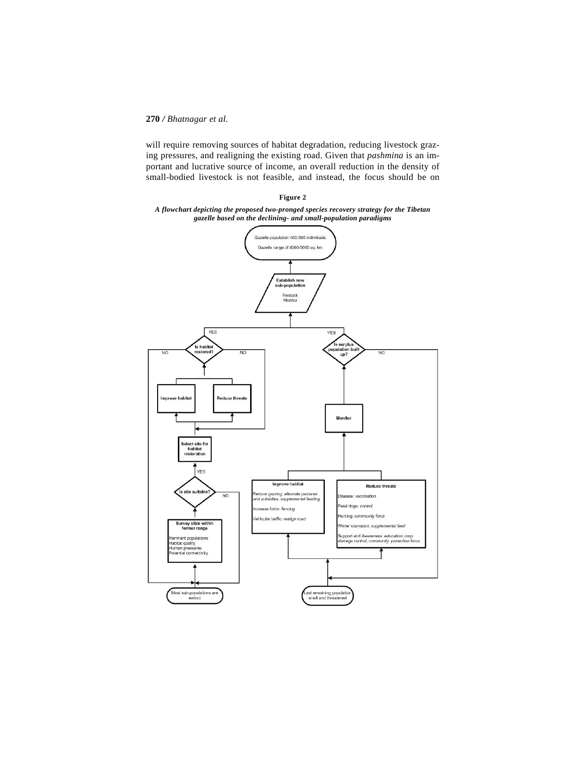will require removing sources of habitat degradation, reducing livestock grazing pressures, and realigning the existing road. Given that *pashmina* is an important and lucrative source of income, an overall reduction in the density of small-bodied livestock is not feasible, and instead, the focus should be on

**Figure 2**

***A flowchart depicting the proposed two-pronged species recovery strategy for the Tibetan gazelle based on the declining- and small-population paradigms***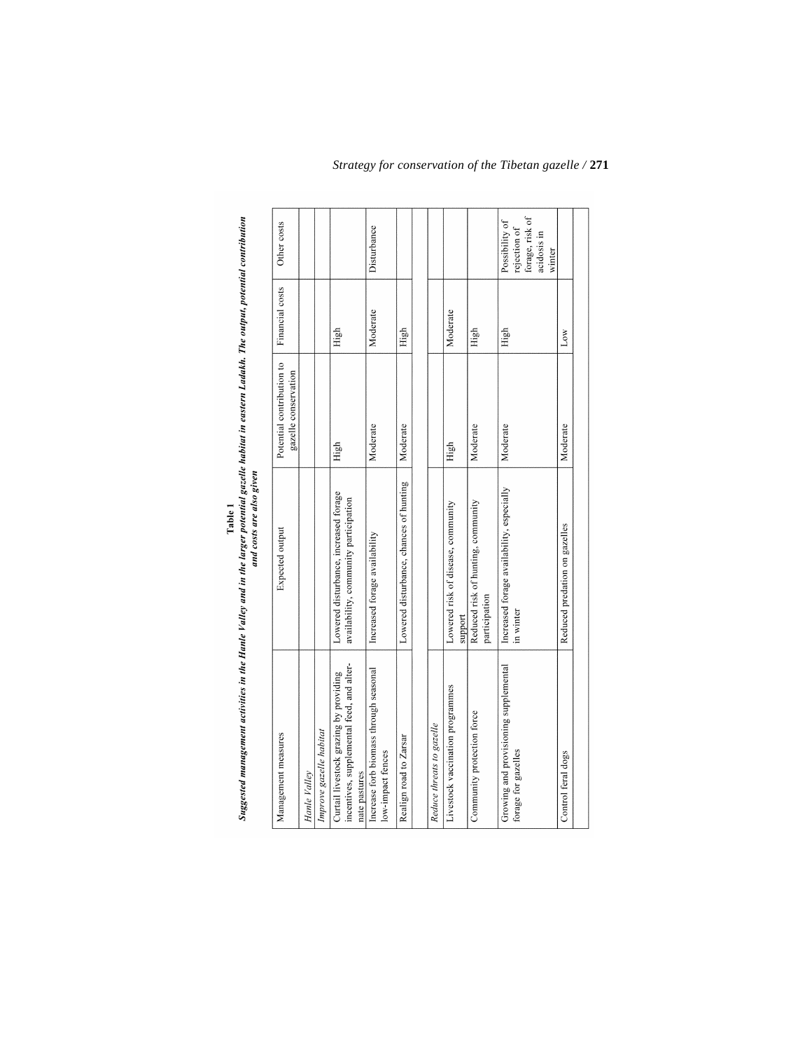**Table 1**

***Suggested management activities in the Hanle Valley and in the larger potential gazelle habitat in eastern Ladakh. The output, potential contribution and costs are also given***

| Management measures | Expected output | Potential contribution to gazelle conservation | Financial costs | Other costs |
|---|---|---|---|---|
| *Hanle Valley* | | | | |
| *Improve gazelle habitat* | | | | |
| Curtail livestock grazing by providing incentives, supplemental feed, and alternate pastures | Lowered disturbance, increased forage availability, community participation | High | High | |
| Increase forb biomass through seasonal low-impact fences | Increased forage availability | Moderate | Moderate | Disturbance |
| Realign road to Zarsar | Lowered disturbance, chances of hunting | Moderate | High | |
| *Reduce threats to gazelle* | | | | |
| Livestock vaccination programmes | Lowered risk of disease, community support | High | Moderate | |
| Community protection force | Reduced risk of hunting, community participation | Moderate | High | |
| Growing and provisioning supplemental forage for gazelles | Increased forage availability, especially in winter | Moderate | High | Possibility of rejection of forage, risk of acidosis in winter |
| Control feral dogs | Reduced predation on gazelles | Moderate | Low | |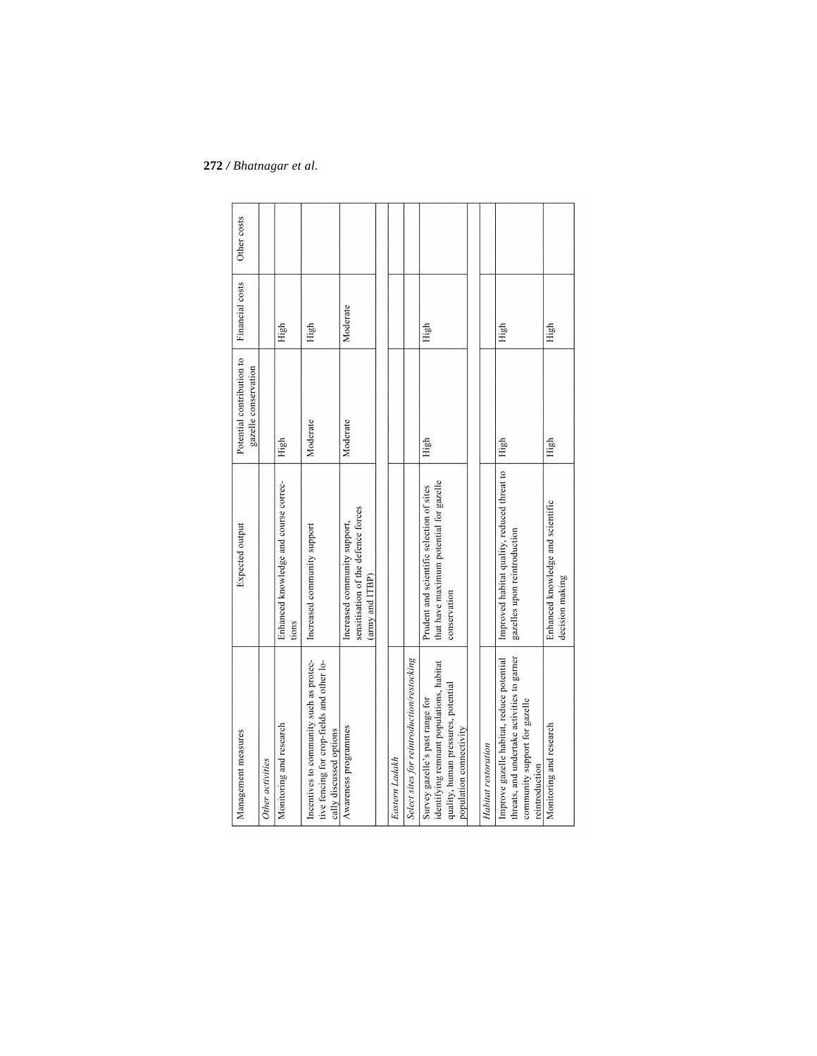| Management measures | Expected output | Potential contribution to gazelle conservation | Financial costs | Other costs |
|---|---|---|---|---|
| *Other activities* | | | | |
| Monitoring and research | Enhanced knowledge and course corrections | High | High | |
| Incentives to community such as protective fencing for crop-fields and other locally discussed options | Increased community support | Moderate | High | |
| Awareness programmes | Increased community support, sensitisation of the defence forces (army and ITBP) | Moderate | Moderate | |
| | | | | |
| *Eastern Ladakh* | | | | |
| *Select sites for reintroduction/restocking* | | | | |
| Survey gazelle's past range for identifying remnant populations, habitat quality, human pressures, potential population connectivity | Prudent and scientific selection of sites that have maximum potential for gazelle conservation | High | High | |
| | | | | |
| *Habitat restoration* | | | | |
| Improve gazelle habitat, reduce potential threats, and undertake activities to garner community support for gazelle reintroduction | Improved habitat quality, reduced threat to gazelles upon reintroduction | High | High | |
| Monitoring and research | Enhanced knowledge and scientific decision making | High | High | |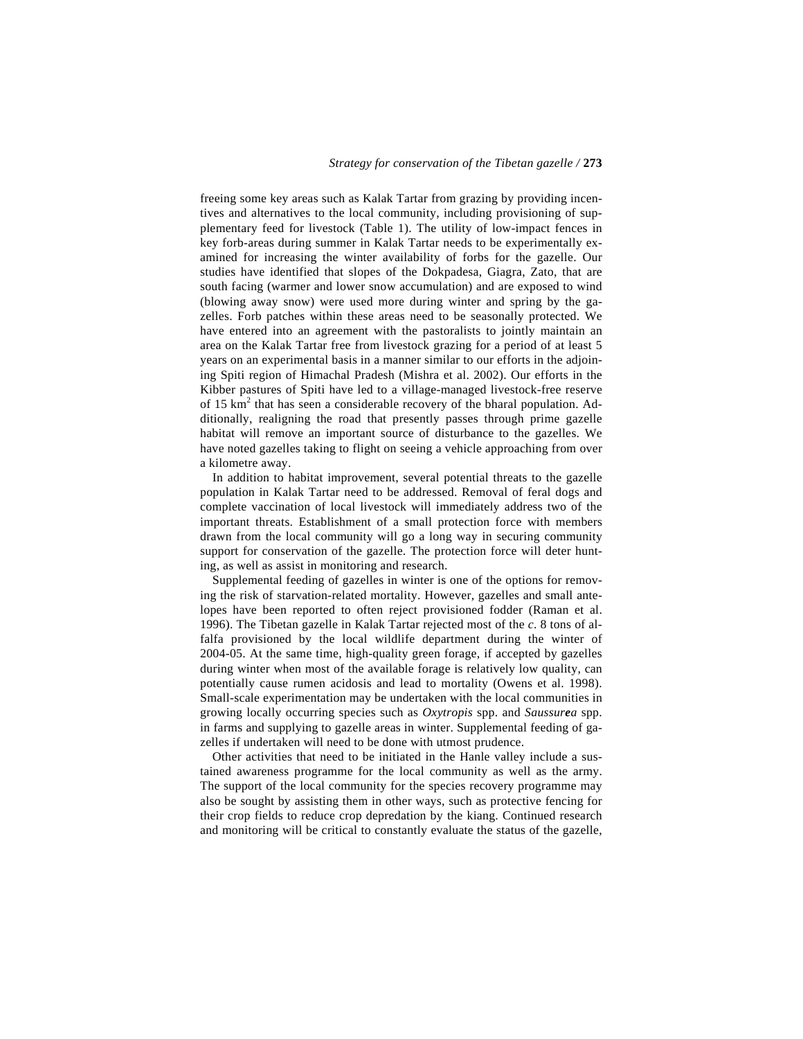freeing some key areas such as Kalak Tartar from grazing by providing incentives and alternatives to the local community, including provisioning of supplementary feed for livestock (Table 1). The utility of low-impact fences in key forb-areas during summer in Kalak Tartar needs to be experimentally examined for increasing the winter availability of forbs for the gazelle. Our studies have identified that slopes of the Dokpadesa, Giagra, Zato, that are south facing (warmer and lower snow accumulation) and are exposed to wind (blowing away snow) were used more during winter and spring by the gazelles. Forb patches within these areas need to be seasonally protected. We have entered into an agreement with the pastoralists to jointly maintain an area on the Kalak Tartar free from livestock grazing for a period of at least 5 years on an experimental basis in a manner similar to our efforts in the adjoining Spiti region of Himachal Pradesh (Mishra et al. 2002). Our efforts in the Kibber pastures of Spiti have led to a village-managed livestock-free reserve of 15 $km^2$ that has seen a considerable recovery of the bharal population. Additionally, realigning the road that presently passes through prime gazelle habitat will remove an important source of disturbance to the gazelles. We have noted gazelles taking to flight on seeing a vehicle approaching from over a kilometre away.

In addition to habitat improvement, several potential threats to the gazelle population in Kalak Tartar need to be addressed. Removal of feral dogs and complete vaccination of local livestock will immediately address two of the important threats. Establishment of a small protection force with members drawn from the local community will go a long way in securing community support for conservation of the gazelle. The protection force will deter hunting, as well as assist in monitoring and research.

Supplemental feeding of gazelles in winter is one of the options for removing the risk of starvation-related mortality. However, gazelles and small antelopes have been reported to often reject provisioned fodder (Raman et al. 1996). The Tibetan gazelle in Kalak Tartar rejected most of the *c*. 8 tons of alfalfa provisioned by the local wildlife department during the winter of 2004-05. At the same time, high-quality green forage, if accepted by gazelles during winter when most of the available forage is relatively low quality, can potentially cause rumen acidosis and lead to mortality (Owens et al. 1998). Small-scale experimentation may be undertaken with the local communities in growing locally occurring species such as *Oxytropis* spp. and *Saussurea* spp. in farms and supplying to gazelle areas in winter. Supplemental feeding of gazelles if undertaken will need to be done with utmost prudence.

Other activities that need to be initiated in the Hanle valley include a sustained awareness programme for the local community as well as the army. The support of the local community for the species recovery programme may also be sought by assisting them in other ways, such as protective fencing for their crop fields to reduce crop depredation by the kiang. Continued research and monitoring will be critical to constantly evaluate the status of the gazelle,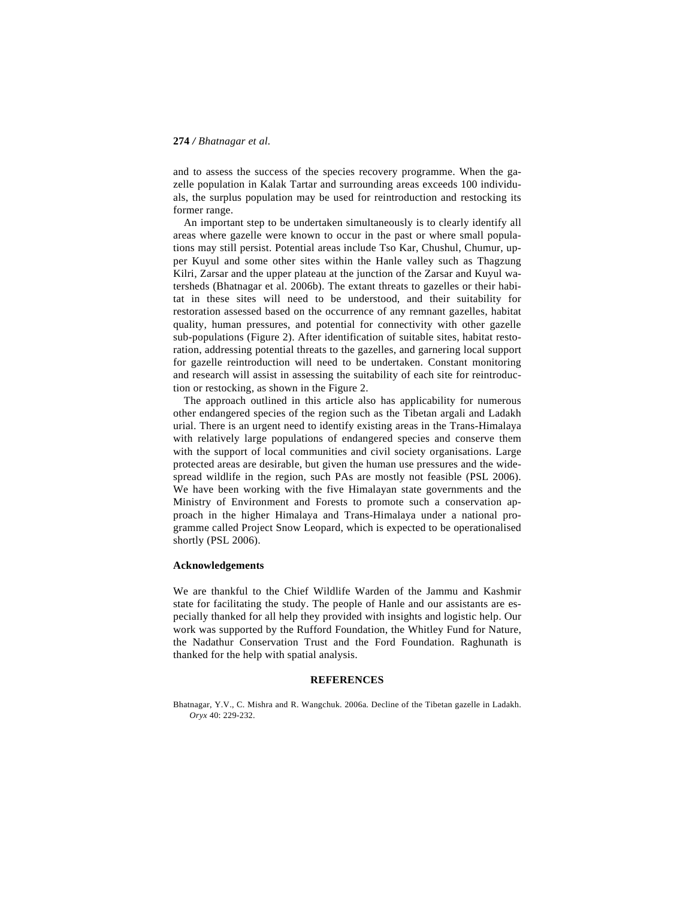and to assess the success of the species recovery programme. When the gazelle population in Kalak Tartar and surrounding areas exceeds 100 individuals, the surplus population may be used for reintroduction and restocking its former range.

An important step to be undertaken simultaneously is to clearly identify all areas where gazelle were known to occur in the past or where small populations may still persist. Potential areas include Tso Kar, Chushul, Chumur, upper Kuyul and some other sites within the Hanle valley such as Thagzung Kilri, Zarsar and the upper plateau at the junction of the Zarsar and Kuyul watersheds (Bhatnagar et al. 2006b). The extant threats to gazelles or their habitat in these sites will need to be understood, and their suitability for restoration assessed based on the occurrence of any remnant gazelles, habitat quality, human pressures, and potential for connectivity with other gazelle sub-populations (Figure 2). After identification of suitable sites, habitat restoration, addressing potential threats to the gazelles, and garnering local support for gazelle reintroduction will need to be undertaken. Constant monitoring and research will assist in assessing the suitability of each site for reintroduction or restocking, as shown in the Figure 2.

The approach outlined in this article also has applicability for numerous other endangered species of the region such as the Tibetan argali and Ladakh urial. There is an urgent need to identify existing areas in the Trans-Himalaya with relatively large populations of endangered species and conserve them with the support of local communities and civil society organisations. Large protected areas are desirable, but given the human use pressures and the widespread wildlife in the region, such PAs are mostly not feasible (PSL 2006). We have been working with the five Himalayan state governments and the Ministry of Environment and Forests to promote such a conservation approach in the higher Himalaya and Trans-Himalaya under a national programme called Project Snow Leopard, which is expected to be operationalised shortly (PSL 2006).

### Acknowledgements

We are thankful to the Chief Wildlife Warden of the Jammu and Kashmir state for facilitating the study. The people of Hanle and our assistants are especially thanked for all help they provided with insights and logistic help. Our work was supported by the Rufford Foundation, the Whitley Fund for Nature, the Nadathur Conservation Trust and the Ford Foundation. Raghunath is thanked for the help with spatial analysis.

## REFERENCES

Bhatnagar, Y.V., C. Mishra and R. Wangchuk. 2006a. Decline of the Tibetan gazelle in Ladakh. *Oryx* 40: 229-232.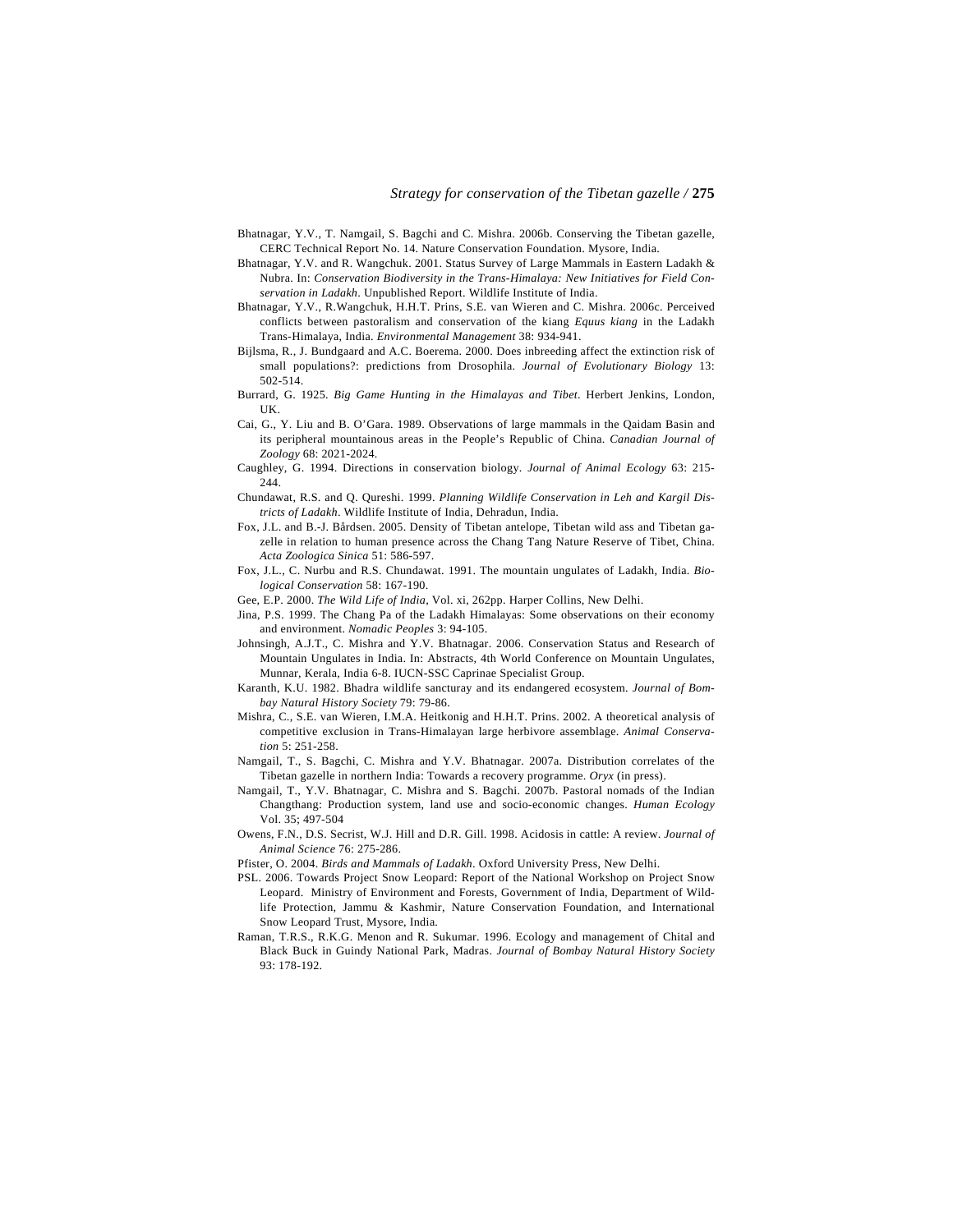Bhatnagar, Y.V., T. Namgail, S. Bagchi and C. Mishra. 2006b. Conserving the Tibetan gazelle, CERC Technical Report No. 14. Nature Conservation Foundation. Mysore, India.

Bhatnagar, Y.V. and R. Wangchuk. 2001. Status Survey of Large Mammals in Eastern Ladakh & Nubra. In: *Conservation Biodiversity in the Trans-Himalaya: New Initiatives for Field Conservation in Ladakh*. Unpublished Report. Wildlife Institute of India.

Bhatnagar, Y.V., R.Wangchuk, H.H.T. Prins, S.E. van Wieren and C. Mishra. 2006c. Perceived conflicts between pastoralism and conservation of the kiang *Equus kiang* in the Ladakh Trans-Himalaya, India. *Environmental Management* 38: 934-941.

Bijlsma, R., J. Bundgaard and A.C. Boerema. 2000. Does inbreeding affect the extinction risk of small populations?: predictions from Drosophila. *Journal of Evolutionary Biology* 13: 502-514.

Burrard, G. 1925. *Big Game Hunting in the Himalayas and Tibet*. Herbert Jenkins, London, UK.

Cai, G., Y. Liu and B. O'Gara. 1989. Observations of large mammals in the Qaidam Basin and its peripheral mountainous areas in the People's Republic of China. *Canadian Journal of Zoology* 68: 2021-2024.

Caughley, G. 1994. Directions in conservation biology. *Journal of Animal Ecology* 63: 215-244.

Chundawat, R.S. and Q. Qureshi. 1999. *Planning Wildlife Conservation in Leh and Kargil Districts of Ladakh*. Wildlife Institute of India, Dehradun, India.

Fox, J.L. and B.-J. Bårdsen. 2005. Density of Tibetan antelope, Tibetan wild ass and Tibetan gazelle in relation to human presence across the Chang Tang Nature Reserve of Tibet, China. *Acta Zoologica Sinica* 51: 586-597.

Fox, J.L., C. Nurbu and R.S. Chundawat. 1991. The mountain ungulates of Ladakh, India. *Biological Conservation* 58: 167-190.

Gee, E.P. 2000. *The Wild Life of India*, Vol. xi, 262pp. Harper Collins, New Delhi.

Jina, P.S. 1999. The Chang Pa of the Ladakh Himalayas: Some observations on their economy and environment. *Nomadic Peoples* 3: 94-105.

Johnsingh, A.J.T., C. Mishra and Y.V. Bhatnagar. 2006. Conservation Status and Research of Mountain Ungulates in India. In: Abstracts, 4th World Conference on Mountain Ungulates, Munnar, Kerala, India 6-8. IUCN-SSC Caprinae Specialist Group.

Karanth, K.U. 1982. Bhadra wildlife sancturay and its endangered ecosystem. *Journal of Bombay Natural History Society* 79: 79-86.

Mishra, C., S.E. van Wieren, I.M.A. Heitkonig and H.H.T. Prins. 2002. A theoretical analysis of competitive exclusion in Trans-Himalayan large herbivore assemblage. *Animal Conservation* 5: 251-258.

Namgail, T., S. Bagchi, C. Mishra and Y.V. Bhatnagar. 2007a. Distribution correlates of the Tibetan gazelle in northern India: Towards a recovery programme. *Oryx* (in press).

Namgail, T., Y.V. Bhatnagar, C. Mishra and S. Bagchi. 2007b. Pastoral nomads of the Indian Changthang: Production system, land use and socio-economic changes. *Human Ecology* Vol. 35; 497-504

Owens, F.N., D.S. Secrist, W.J. Hill and D.R. Gill. 1998. Acidosis in cattle: A review. *Journal of Animal Science* 76: 275-286.

Pfister, O. 2004. *Birds and Mammals of Ladakh*. Oxford University Press, New Delhi.

PSL. 2006. Towards Project Snow Leopard: Report of the National Workshop on Project Snow Leopard. Ministry of Environment and Forests, Government of India, Department of Wildlife Protection, Jammu & Kashmir, Nature Conservation Foundation, and International Snow Leopard Trust, Mysore, India.

Raman, T.R.S., R.K.G. Menon and R. Sukumar. 1996. Ecology and management of Chital and Black Buck in Guindy National Park, Madras. *Journal of Bombay Natural History Society* 93: 178-192.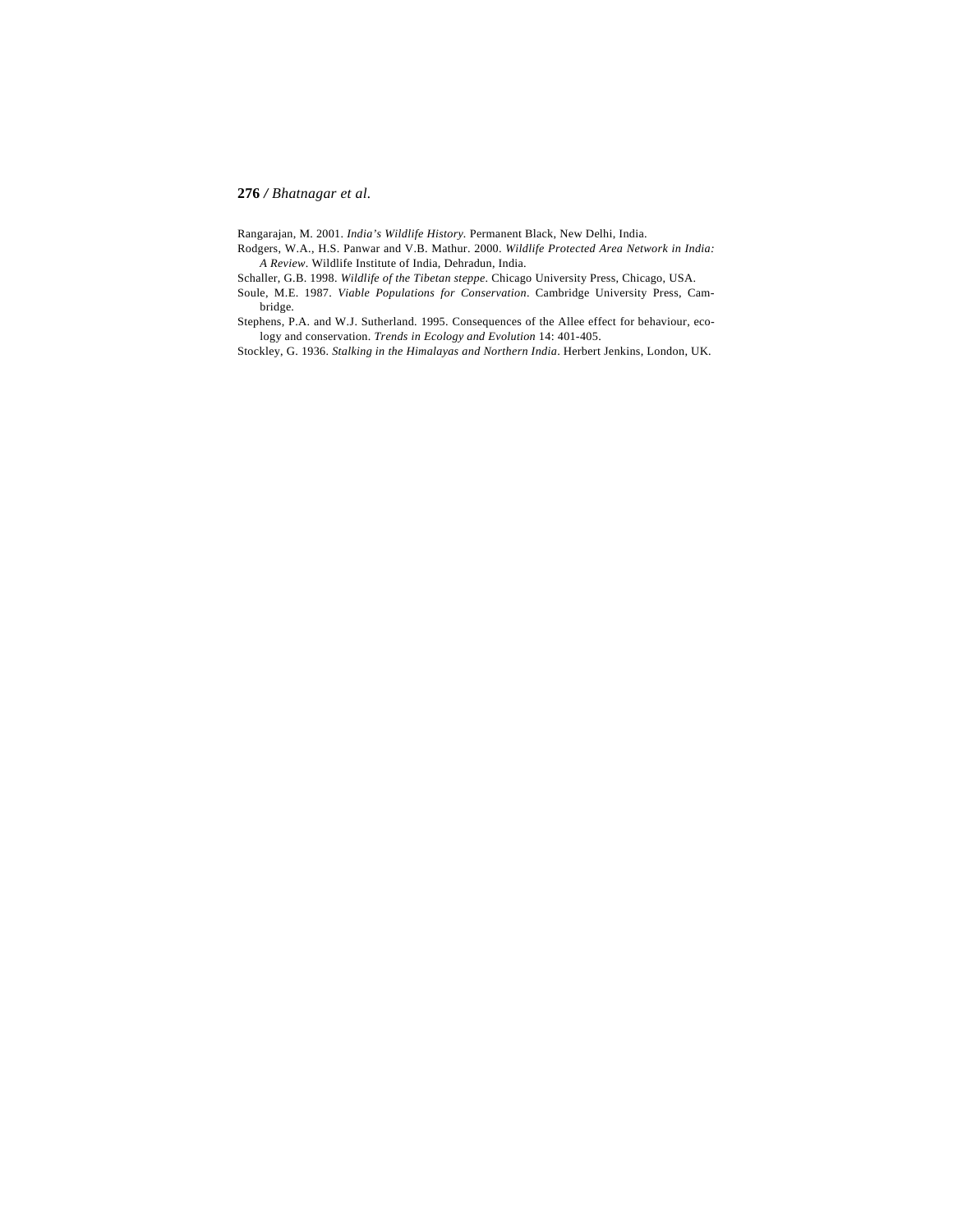Rangarajan, M. 2001. *India's Wildlife History*. Permanent Black, New Delhi, India.

Rodgers, W.A., H.S. Panwar and V.B. Mathur. 2000. *Wildlife Protected Area Network in India: A Review*. Wildlife Institute of India, Dehradun, India.

Schaller, G.B. 1998. *Wildlife of the Tibetan steppe*. Chicago University Press, Chicago, USA.

Soule, M.E. 1987. *Viable Populations for Conservation*. Cambridge University Press, Cambridge.

Stephens, P.A. and W.J. Sutherland. 1995. Consequences of the Allee effect for behaviour, ecology and conservation. *Trends in Ecology and Evolution* 14: 401-405.

Stockley, G. 1936. *Stalking in the Himalayas and Northern India*. Herbert Jenkins, London, UK.